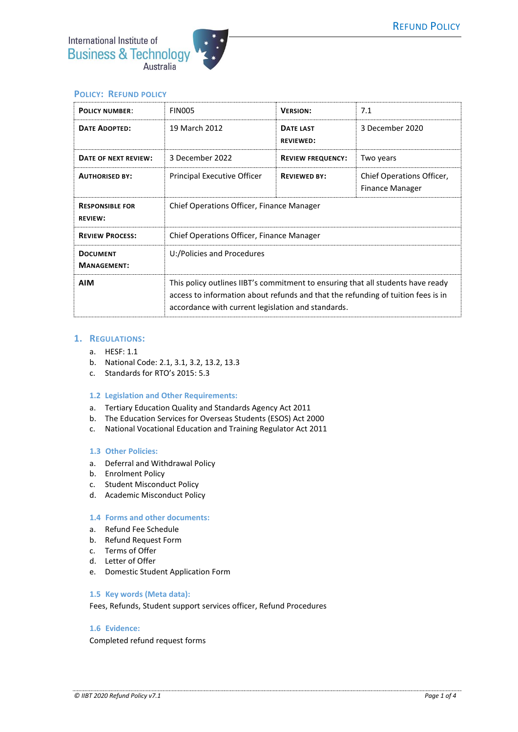# Policy: Refund Policy

| Policy Number: | FIN005 | Version: | 7.1 |
|---|---|---|---|
| Date Adopted: | 19 March 2012 | Date last reviewed: | 3 December 2020 |
| Date of next review: | 3 December 2022 | Review frequency: | Two years |
| Authorised by: | Principal Executive Officer | Reviewed by: | Chief Operations Officer, Finance Manager |
| Responsible for review: | Chief Operations Officer, Finance Manager | | |
| Review Process: | Chief Operations Officer, Finance Manager | | |
| Document Management: | U:/Policies and Procedures | | |
| AIM | This policy outlines IIBT's commitment to ensuring that all students have ready access to information about refunds and that the refunding of tuition fees is in accordance with current legislation and standards. | | |

## 1. Regulations:

a. HESF: 1.1
b. National Code: 2.1, 3.1, 3.2, 13.2, 13.3
c. Standards for RTO's 2015: 5.3

### 1.2 Legislation and Other Requirements:

a. Tertiary Education Quality and Standards Agency Act 2011
b. The Education Services for Overseas Students (ESOS) Act 2000
c. National Vocational Education and Training Regulator Act 2011

### 1.3 Other Policies:

a. Deferral and Withdrawal Policy
b. Enrolment Policy
c. Student Misconduct Policy
d. Academic Misconduct Policy

### 1.4 Forms and other documents:

a. Refund Fee Schedule
b. Refund Request Form
c. Terms of Offer
d. Letter of Offer
e. Domestic Student Application Form

### 1.5 Key words (Meta data):

Fees, Refunds, Student support services officer, Refund Procedures

### 1.6 Evidence:

Completed refund request forms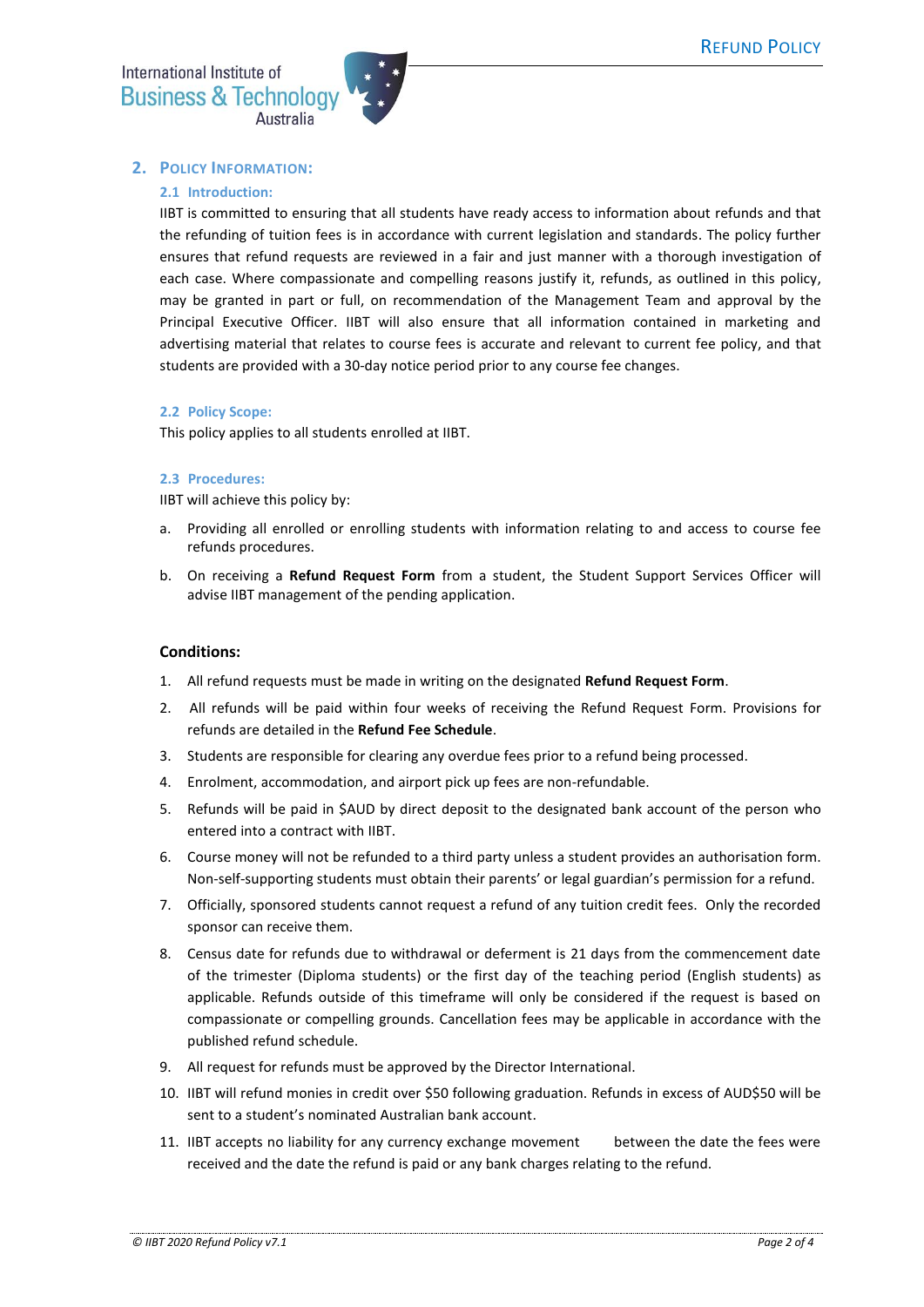## 2. Policy Information:

### 2.1 Introduction:

IIBT is committed to ensuring that all students have ready access to information about refunds and that the refunding of tuition fees is in accordance with current legislation and standards. The policy further ensures that refund requests are reviewed in a fair and just manner with a thorough investigation of each case. Where compassionate and compelling reasons justify it, refunds, as outlined in this policy, may be granted in part or full, on recommendation of the Management Team and approval by the Principal Executive Officer. IIBT will also ensure that all information contained in marketing and advertising material that relates to course fees is accurate and relevant to current fee policy, and that students are provided with a 30-day notice period prior to any course fee changes.

### 2.2 Policy Scope:

This policy applies to all students enrolled at IIBT.

### 2.3 Procedures:

IIBT will achieve this policy by:

a. Providing all enrolled or enrolling students with information relating to and access to course fee refunds procedures.

b. On receiving a **Refund Request Form** from a student, the Student Support Services Officer will advise IIBT management of the pending application.

**Conditions:**

1. All refund requests must be made in writing on the designated **Refund Request Form**.
2. All refunds will be paid within four weeks of receiving the Refund Request Form. Provisions for refunds are detailed in the **Refund Fee Schedule**.
3. Students are responsible for clearing any overdue fees prior to a refund being processed.
4. Enrolment, accommodation, and airport pick up fees are non-refundable.
5. Refunds will be paid in $AUD by direct deposit to the designated bank account of the person who entered into a contract with IIBT.
6. Course money will not be refunded to a third party unless a student provides an authorisation form. Non-self-supporting students must obtain their parents' or legal guardian's permission for a refund.
7. Officially, sponsored students cannot request a refund of any tuition credit fees. Only the recorded sponsor can receive them.
8. Census date for refunds due to withdrawal or deferment is 21 days from the commencement date of the trimester (Diploma students) or the first day of the teaching period (English students) as applicable. Refunds outside of this timeframe will only be considered if the request is based on compassionate or compelling grounds. Cancellation fees may be applicable in accordance with the published refund schedule.
9. All request for refunds must be approved by the Director International.
10. IIBT will refund monies in credit over $50 following graduation. Refunds in excess of AUD$50 will be sent to a student's nominated Australian bank account.
11. IIBT accepts no liability for any currency exchange movement between the date the fees were received and the date the refund is paid or any bank charges relating to the refund.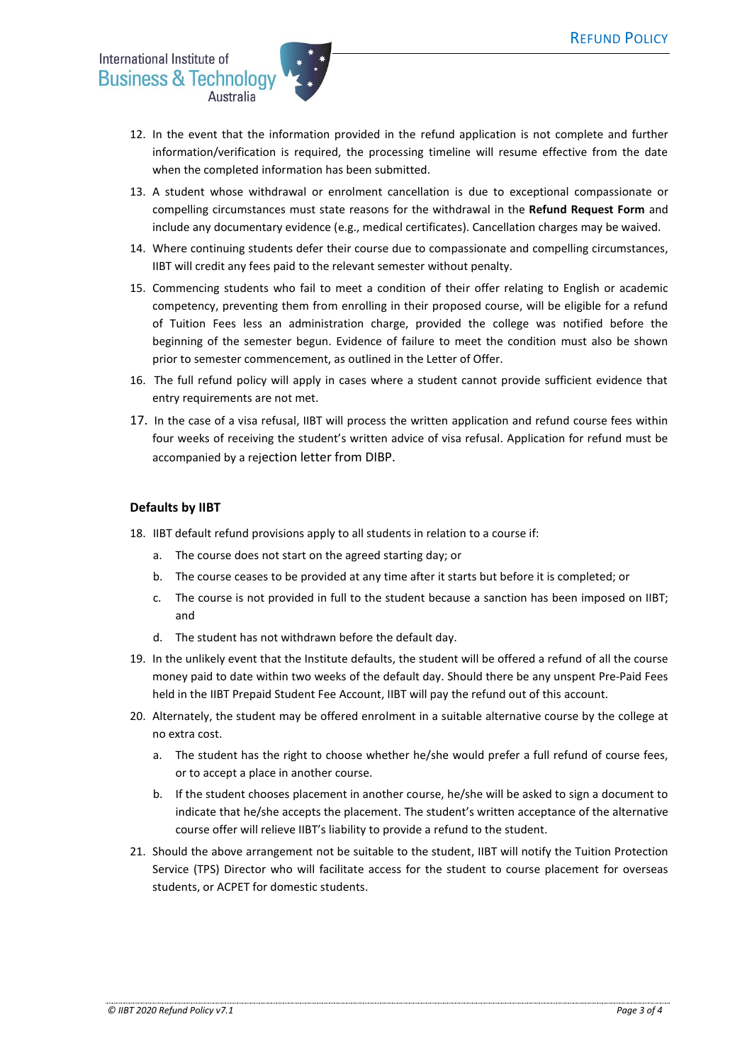12. In the event that the information provided in the refund application is not complete and further information/verification is required, the processing timeline will resume effective from the date when the completed information has been submitted.
13. A student whose withdrawal or enrolment cancellation is due to exceptional compassionate or compelling circumstances must state reasons for the withdrawal in the **Refund Request Form** and include any documentary evidence (e.g., medical certificates). Cancellation charges may be waived.
14. Where continuing students defer their course due to compassionate and compelling circumstances, IIBT will credit any fees paid to the relevant semester without penalty.
15. Commencing students who fail to meet a condition of their offer relating to English or academic competency, preventing them from enrolling in their proposed course, will be eligible for a refund of Tuition Fees less an administration charge, provided the college was notified before the beginning of the semester begun. Evidence of failure to meet the condition must also be shown prior to semester commencement, as outlined in the Letter of Offer.
16. The full refund policy will apply in cases where a student cannot provide sufficient evidence that entry requirements are not met.
17. In the case of a visa refusal, IIBT will process the written application and refund course fees within four weeks of receiving the student's written advice of visa refusal. Application for refund must be accompanied by a rejection letter from DIBP.

**Defaults by IIBT**

18. IIBT default refund provisions apply to all students in relation to a course if:
    a. The course does not start on the agreed starting day; or
    b. The course ceases to be provided at any time after it starts but before it is completed; or
    c. The course is not provided in full to the student because a sanction has been imposed on IIBT; and
    d. The student has not withdrawn before the default day.
19. In the unlikely event that the Institute defaults, the student will be offered a refund of all the course money paid to date within two weeks of the default day. Should there be any unspent Pre-Paid Fees held in the IIBT Prepaid Student Fee Account, IIBT will pay the refund out of this account.
20. Alternately, the student may be offered enrolment in a suitable alternative course by the college at no extra cost.
    a. The student has the right to choose whether he/she would prefer a full refund of course fees, or to accept a place in another course.
    b. If the student chooses placement in another course, he/she will be asked to sign a document to indicate that he/she accepts the placement. The student's written acceptance of the alternative course offer will relieve IIBT's liability to provide a refund to the student.
21. Should the above arrangement not be suitable to the student, IIBT will notify the Tuition Protection Service (TPS) Director who will facilitate access for the student to course placement for overseas students, or ACPET for domestic students.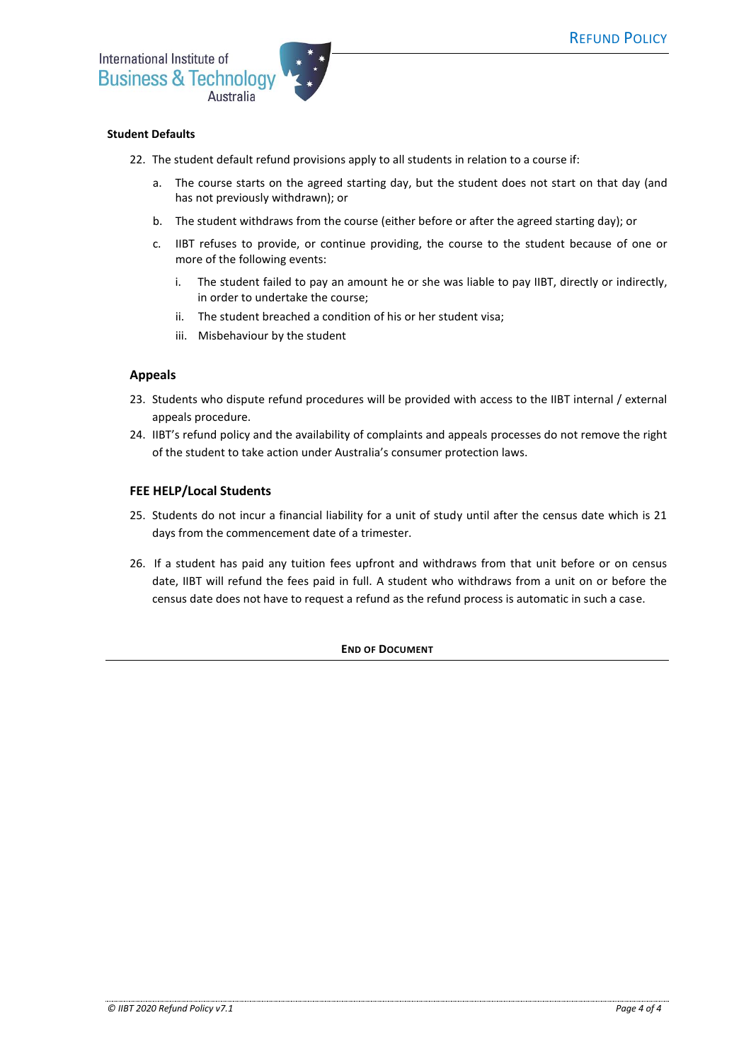**Student Defaults**

22. The student default refund provisions apply to all students in relation to a course if:

    a. The course starts on the agreed starting day, but the student does not start on that day (and has not previously withdrawn); or

    b. The student withdraws from the course (either before or after the agreed starting day); or

    c. IIBT refuses to provide, or continue providing, the course to the student because of one or more of the following events:

        i. The student failed to pay an amount he or she was liable to pay IIBT, directly or indirectly, in order to undertake the course;

        ii. The student breached a condition of his or her student visa;

        iii. Misbehaviour by the student

## Appeals

23. Students who dispute refund procedures will be provided with access to the IIBT internal / external appeals procedure.
24. IIBT's refund policy and the availability of complaints and appeals processes do not remove the right of the student to take action under Australia's consumer protection laws.

## FEE HELP/Local Students

25. Students do not incur a financial liability for a unit of study until after the census date which is 21 days from the commencement date of a trimester.

26. If a student has paid any tuition fees upfront and withdraws from that unit before or on census date, IIBT will refund the fees paid in full. A student who withdraws from a unit on or before the census date does not have to request a refund as the refund process is automatic in such a case.

**END OF DOCUMENT**